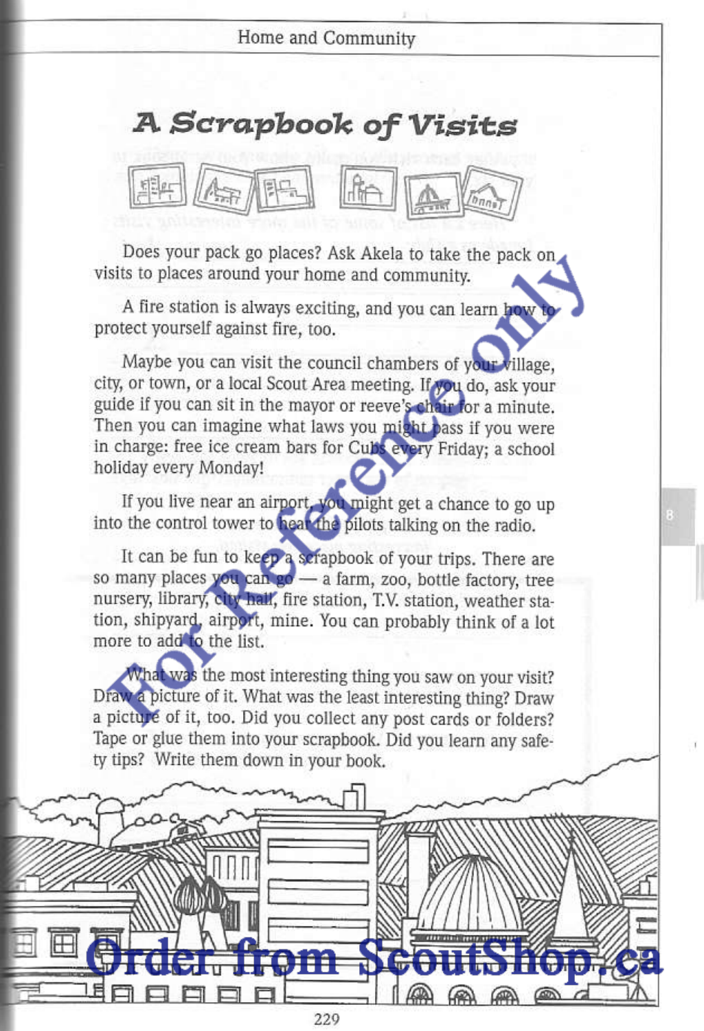# A Scrapbook of Visits

Does your pack go places? Ask Akela to take the pack on visits to places around your home and community.

A fire station is always exciting, and you can learn how to protect yourself against fire, too.

Maybe you can visit the council chambers of your village, city, or town, or a local Scout Area meeting. If you do, ask your guide if you can sit in the mayor or reeve's chair for a minute. Then you can imagine what laws you might pass if you were in charge: free ice cream bars for Cubs every Friday; a school holiday every Monday!

If you live near an airport, you might get a chance to go up into the control tower to hear the pilots talking on the radio.

It can be fun to keep a scrapbook of your trips. There are so many places you can go — a farm, zoo, bottle factory, tree nursery, library, city hall, fire station, T.V. station, weather station, shipyard, airport, mine. You can probably think of a lot more to add to the list.

What was the most interesting thing you saw on your visit? Draw a picture of it. What was the least interesting thing? Draw a picture of it, too. Did you collect any post cards or folders? Tape or glue them into your scrapbook. Did you learn any safety tips? Write them down in your book.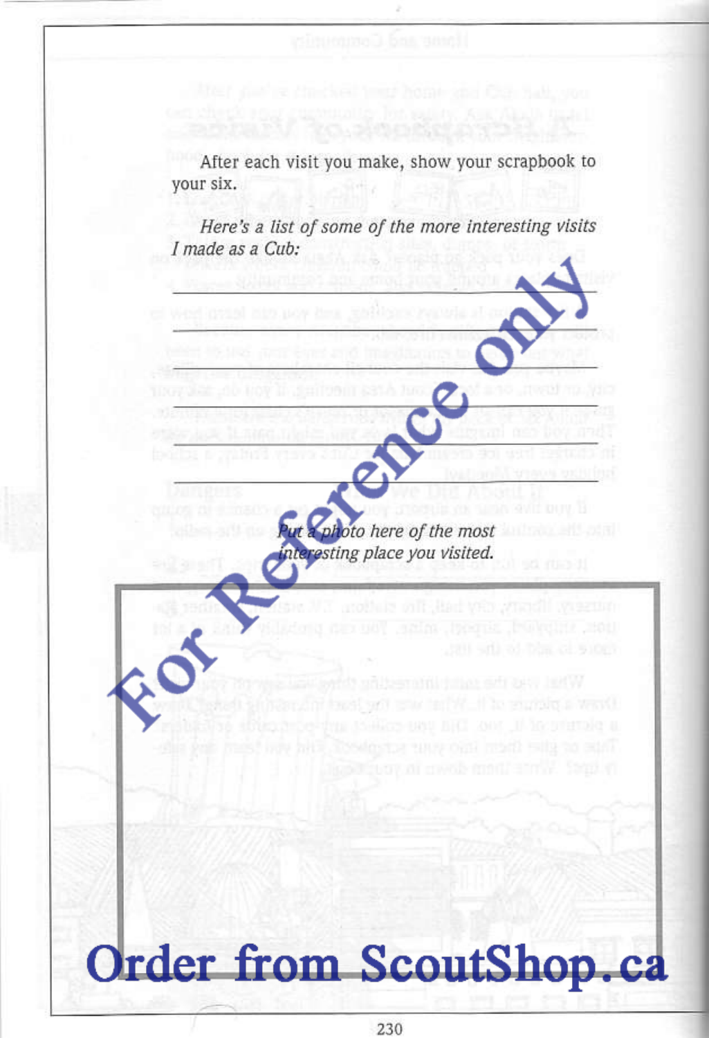After each visit you make, show your scrapbook to your six.

*Here's a list of some of the more interesting visits I made as a Cub:*

______________________________________________

______________________________________________

______________________________________________

______________________________________________

______________________________________________

______________________________________________

*Put a photo here of the most interesting place you visited.*

For Reference only

Order from ScoutShop.ca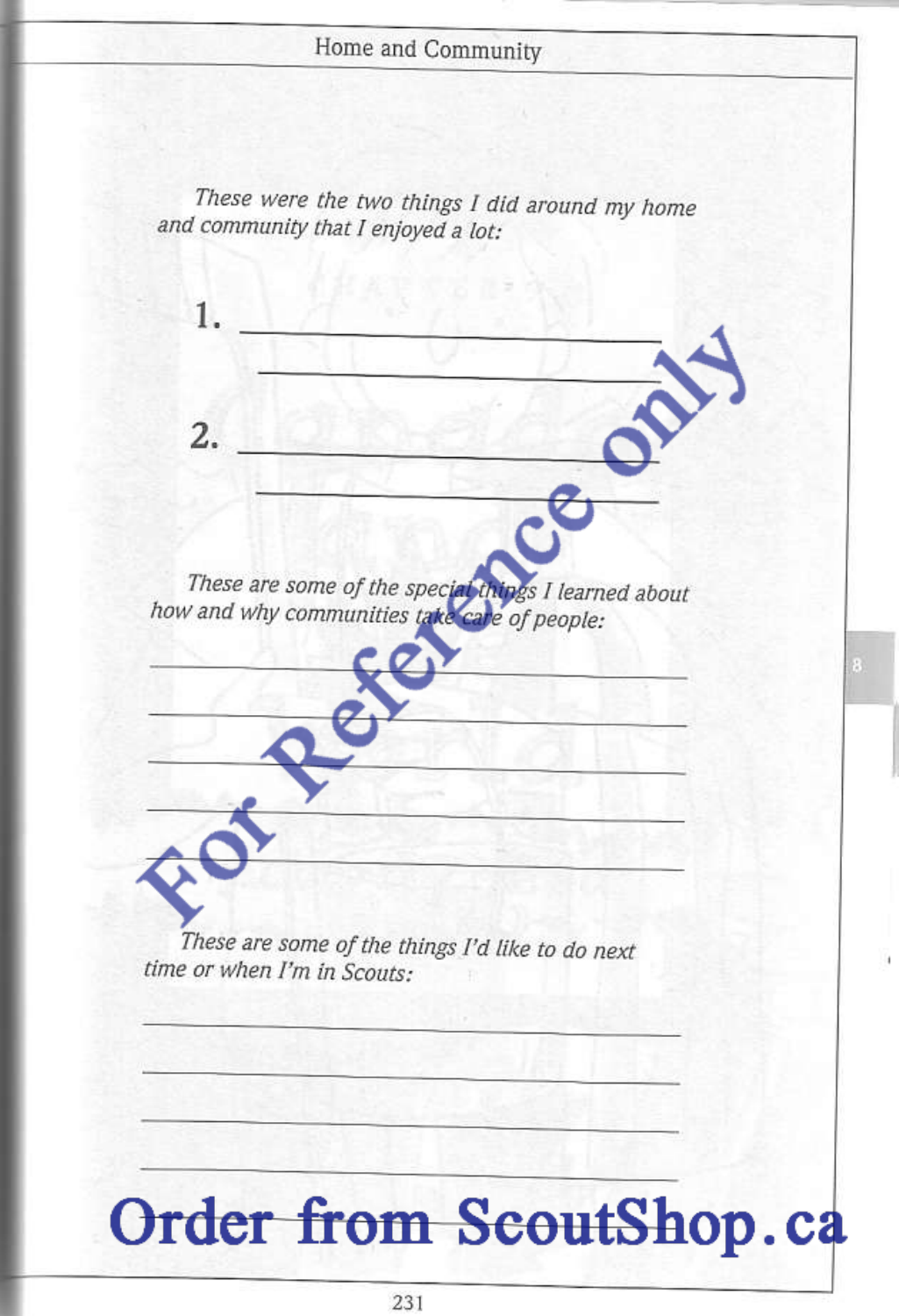*These were the two things I did around my home and community that I enjoyed a lot:*

1. ______________________________
   ______________________________

2. ______________________________
   ______________________________

*These are some of the special things I learned about how and why communities take care of people:*

______________________________

______________________________

______________________________

______________________________

______________________________

*These are some of the things I'd like to do next time or when I'm in Scouts:*

______________________________

______________________________

______________________________

______________________________